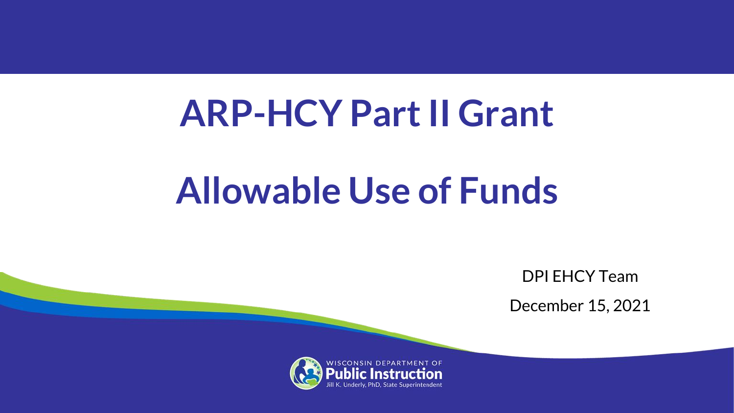# ARP-HCY Part II Grant

# Allowable Use of Funds

DPI EHCY Team

December 15, 2021

WISCONSIN DEPARTMENT OF
**Public Instruction**
Jill K. Underly, PhD, State Superintendent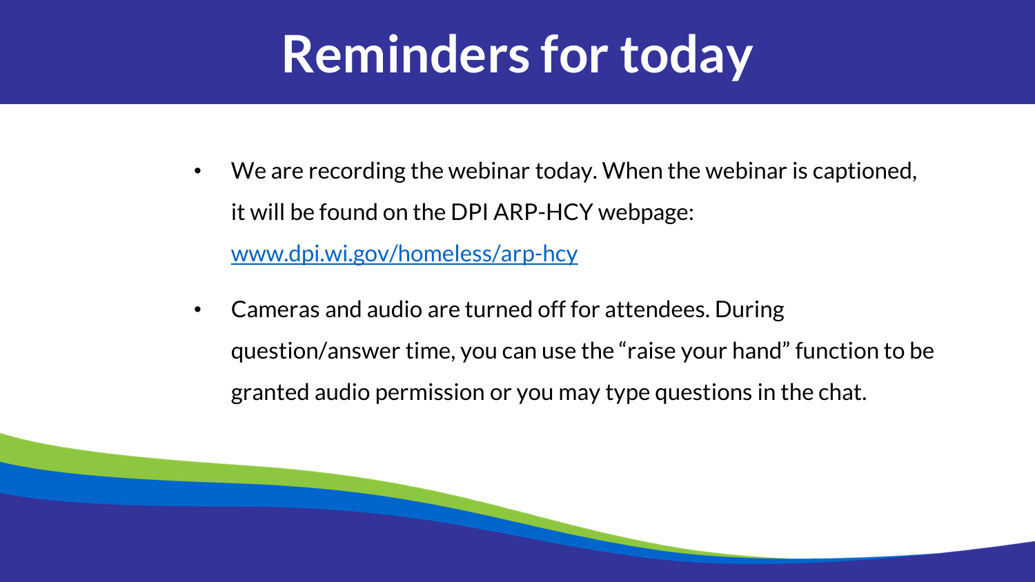# Reminders for today

- We are recording the webinar today. When the webinar is captioned, it will be found on the DPI ARP-HCY webpage: [www.dpi.wi.gov/homeless/arp-hcy](www.dpi.wi.gov/homeless/arp-hcy)
- Cameras and audio are turned off for attendees. During question/answer time, you can use the "raise your hand" function to be granted audio permission or you may type questions in the chat.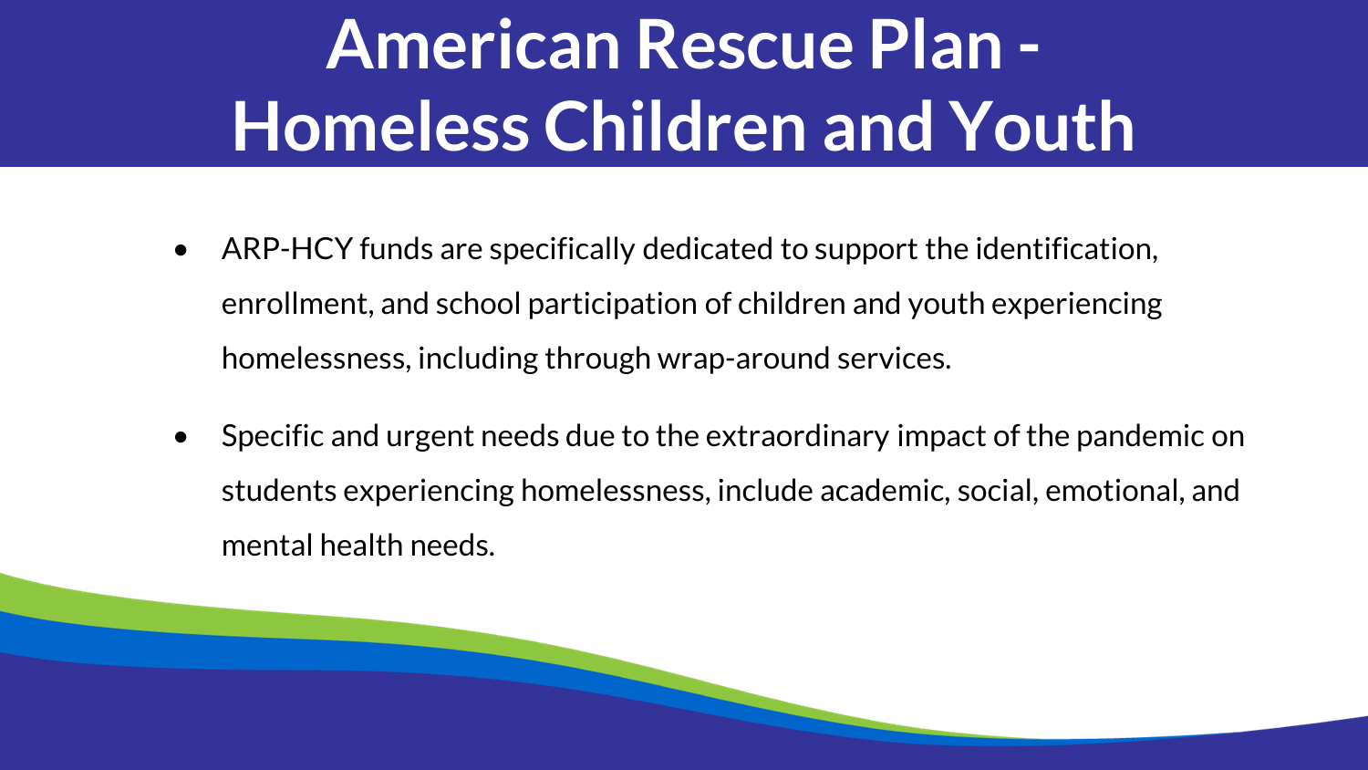# American Rescue Plan - Homeless Children and Youth

- ARP-HCY funds are specifically dedicated to support the identification, enrollment, and school participation of children and youth experiencing homelessness, including through wrap-around services.
- Specific and urgent needs due to the extraordinary impact of the pandemic on students experiencing homelessness, include academic, social, emotional, and mental health needs.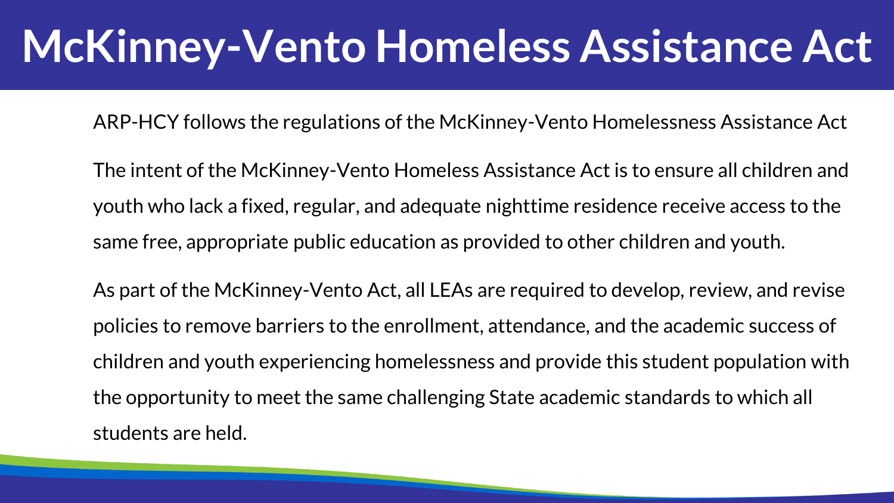# McKinney-Vento Homeless Assistance Act

ARP-HCY follows the regulations of the McKinney-Vento Homelessness Assistance Act

The intent of the McKinney-Vento Homeless Assistance Act is to ensure all children and youth who lack a fixed, regular, and adequate nighttime residence receive access to the same free, appropriate public education as provided to other children and youth.

As part of the McKinney-Vento Act, all LEAs are required to develop, review, and revise policies to remove barriers to the enrollment, attendance, and the academic success of children and youth experiencing homelessness and provide this student population with the opportunity to meet the same challenging State academic standards to which all students are held.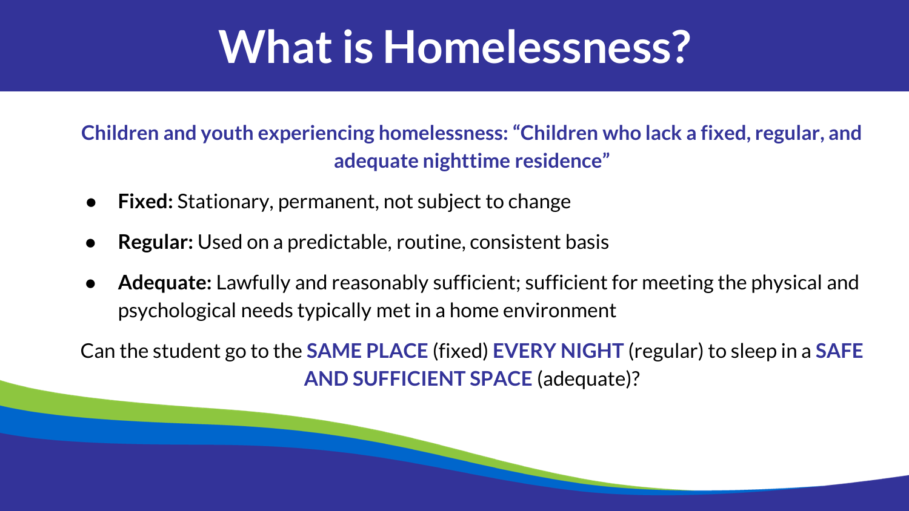# What is Homelessness?

**Children and youth experiencing homelessness: "Children who lack a fixed, regular, and adequate nighttime residence"**

- **Fixed:** Stationary, permanent, not subject to change
- **Regular:** Used on a predictable, routine, consistent basis
- **Adequate:** Lawfully and reasonably sufficient; sufficient for meeting the physical and psychological needs typically met in a home environment

Can the student go to the **SAME PLACE** (fixed) **EVERY NIGHT** (regular) to sleep in a **SAFE AND SUFFICIENT SPACE** (adequate)?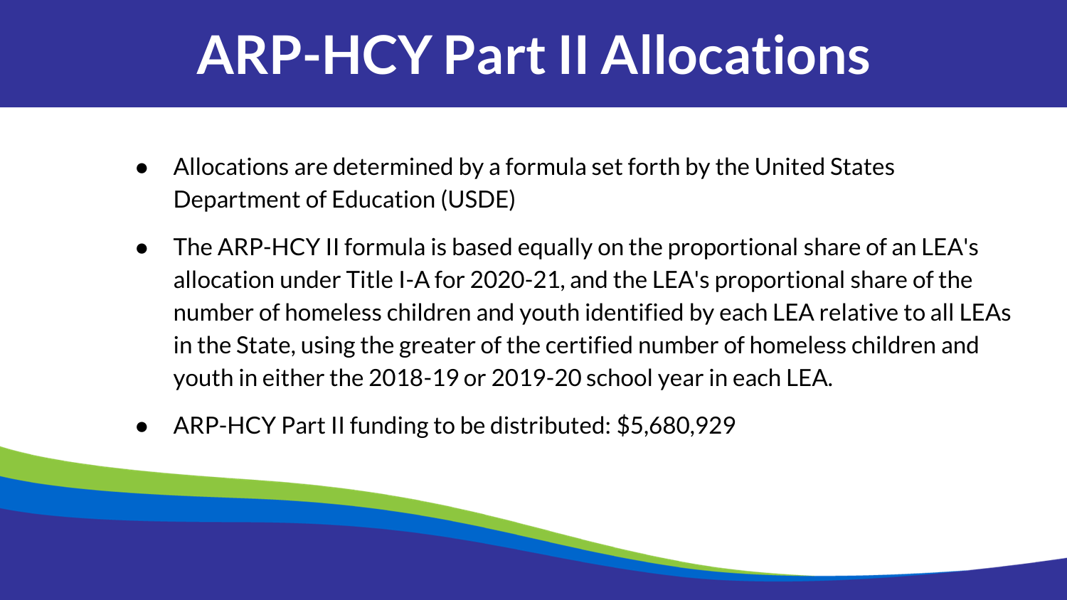# ARP-HCY Part II Allocations

- Allocations are determined by a formula set forth by the United States Department of Education (USDE)
- The ARP-HCY II formula is based equally on the proportional share of an LEA's allocation under Title I-A for 2020-21, and the LEA's proportional share of the number of homeless children and youth identified by each LEA relative to all LEAs in the State, using the greater of the certified number of homeless children and youth in either the 2018-19 or 2019-20 school year in each LEA.
- ARP-HCY Part II funding to be distributed: $5,680,929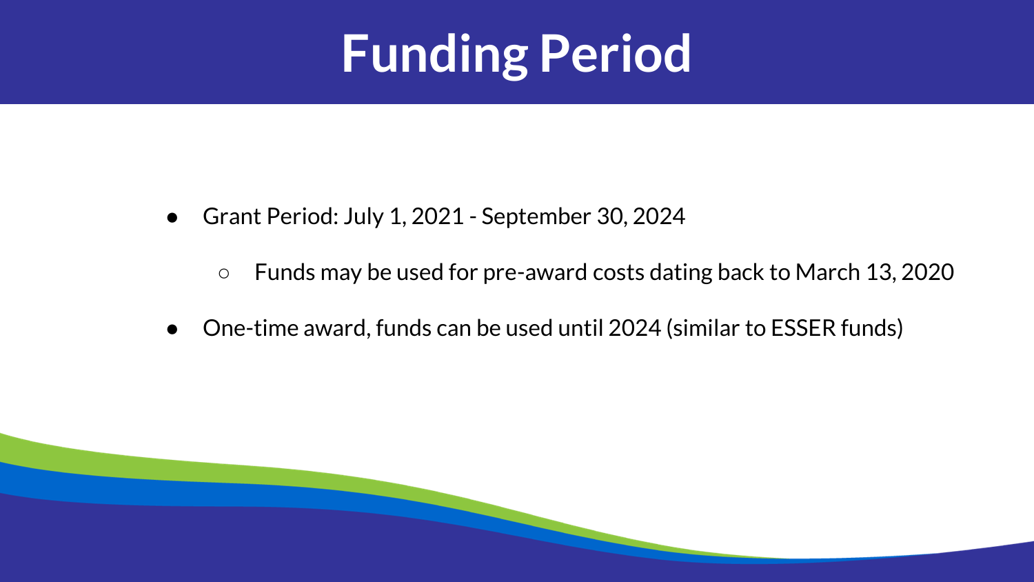# Funding Period

- Grant Period: July 1, 2021 - September 30, 2024
  - Funds may be used for pre-award costs dating back to March 13, 2020
- One-time award, funds can be used until 2024 (similar to ESSER funds)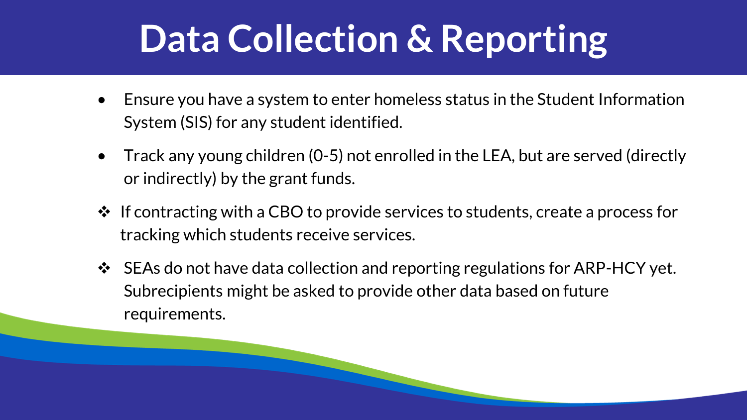# Data Collection & Reporting

- Ensure you have a system to enter homeless status in the Student Information System (SIS) for any student identified.
- Track any young children (0-5) not enrolled in the LEA, but are served (directly or indirectly) by the grant funds.

❖ If contracting with a CBO to provide services to students, create a process for tracking which students receive services.

❖ SEAs do not have data collection and reporting regulations for ARP-HCY yet. Subrecipients might be asked to provide other data based on future requirements.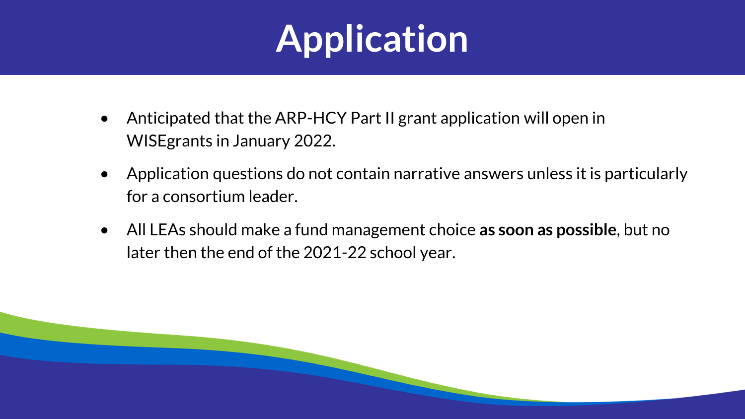# Application

- Anticipated that the ARP-HCY Part II grant application will open in WISEgrants in January 2022.
- Application questions do not contain narrative answers unless it is particularly for a consortium leader.
- All LEAs should make a fund management choice **as soon as possible**, but no later then the end of the 2021-22 school year.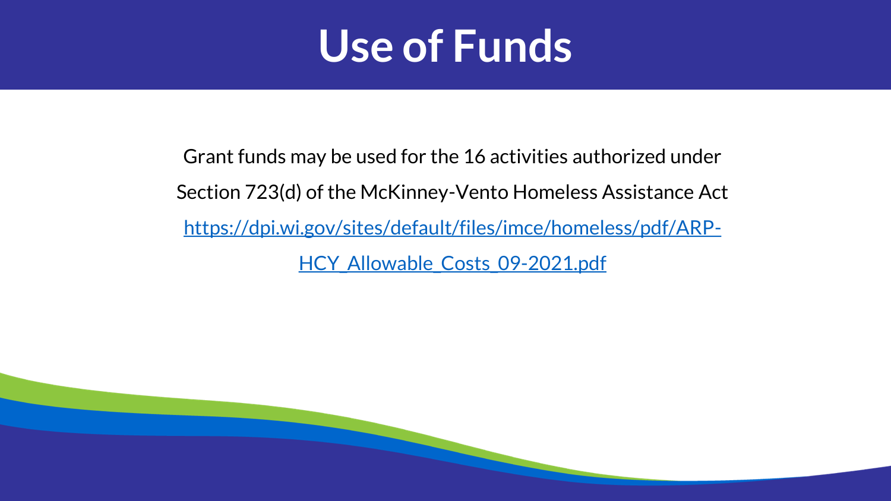# Use of Funds

Grant funds may be used for the 16 activities authorized under Section 723(d) of the McKinney-Vento Homeless Assistance Act https://dpi.wi.gov/sites/default/files/imce/homeless/pdf/ARP-HCY_Allowable_Costs_09-2021.pdf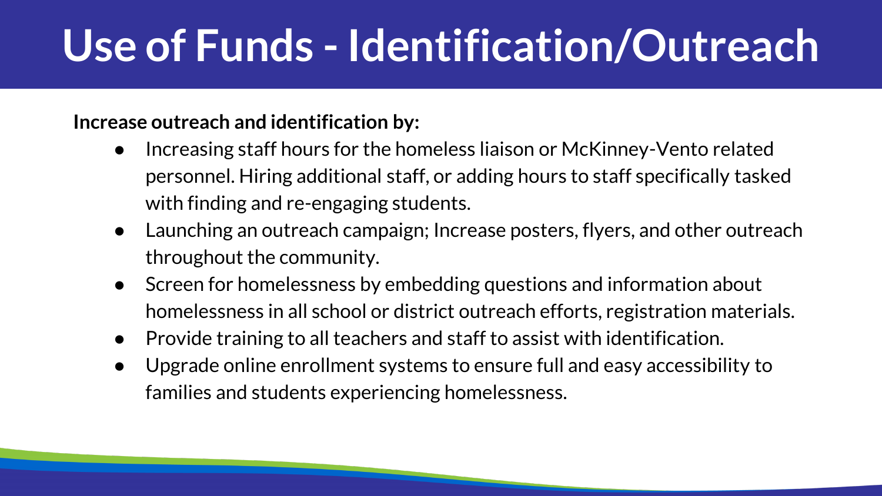# Use of Funds - Identification/Outreach

**Increase outreach and identification by:**

- Increasing staff hours for the homeless liaison or McKinney-Vento related personnel. Hiring additional staff, or adding hours to staff specifically tasked with finding and re-engaging students.
- Launching an outreach campaign; Increase posters, flyers, and other outreach throughout the community.
- Screen for homelessness by embedding questions and information about homelessness in all school or district outreach efforts, registration materials.
- Provide training to all teachers and staff to assist with identification.
- Upgrade online enrollment systems to ensure full and easy accessibility to families and students experiencing homelessness.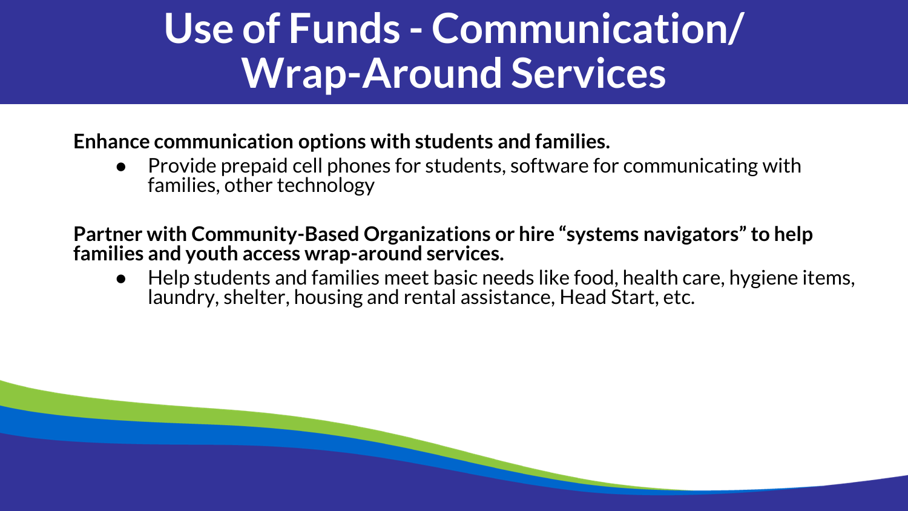# Use of Funds - Communication/ Wrap-Around Services

**Enhance communication options with students and families.**

- Provide prepaid cell phones for students, software for communicating with families, other technology

**Partner with Community-Based Organizations or hire “systems navigators” to help families and youth access wrap-around services.**

- Help students and families meet basic needs like food, health care, hygiene items, laundry, shelter, housing and rental assistance, Head Start, etc.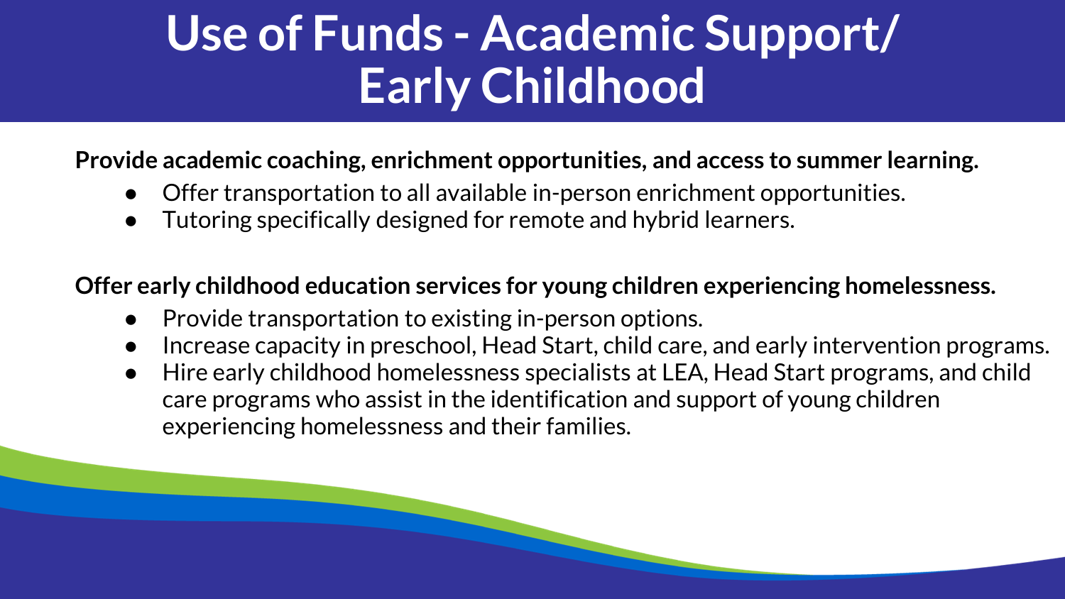# Use of Funds - Academic Support/ Early Childhood

**Provide academic coaching, enrichment opportunities, and access to summer learning.**

- Offer transportation to all available in-person enrichment opportunities.
- Tutoring specifically designed for remote and hybrid learners.

**Offer early childhood education services for young children experiencing homelessness.**

- Provide transportation to existing in-person options.
- Increase capacity in preschool, Head Start, child care, and early intervention programs.
- Hire early childhood homelessness specialists at LEA, Head Start programs, and child care programs who assist in the identification and support of young children experiencing homelessness and their families.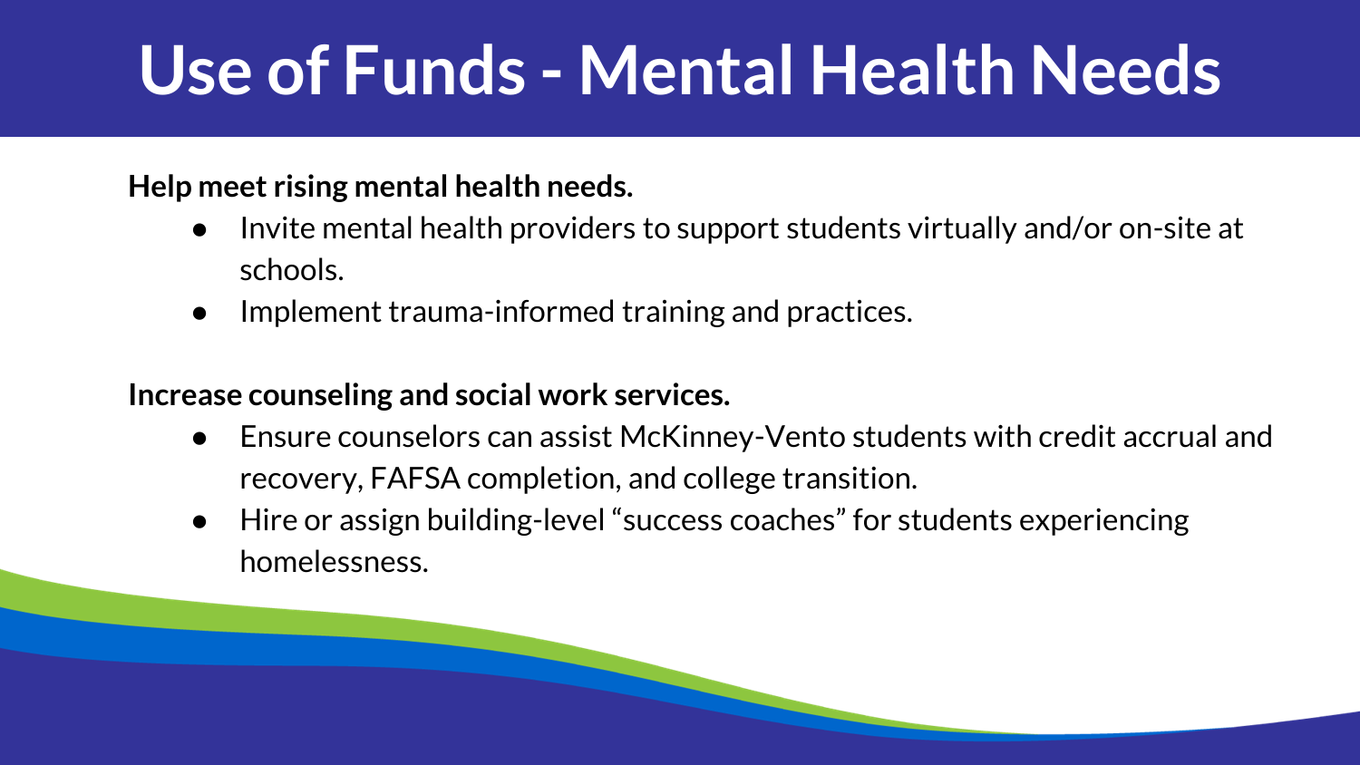# Use of Funds - Mental Health Needs

**Help meet rising mental health needs.**

- Invite mental health providers to support students virtually and/or on-site at schools.
- Implement trauma-informed training and practices.

**Increase counseling and social work services.**

- Ensure counselors can assist McKinney-Vento students with credit accrual and recovery, FAFSA completion, and college transition.
- Hire or assign building-level "success coaches" for students experiencing homelessness.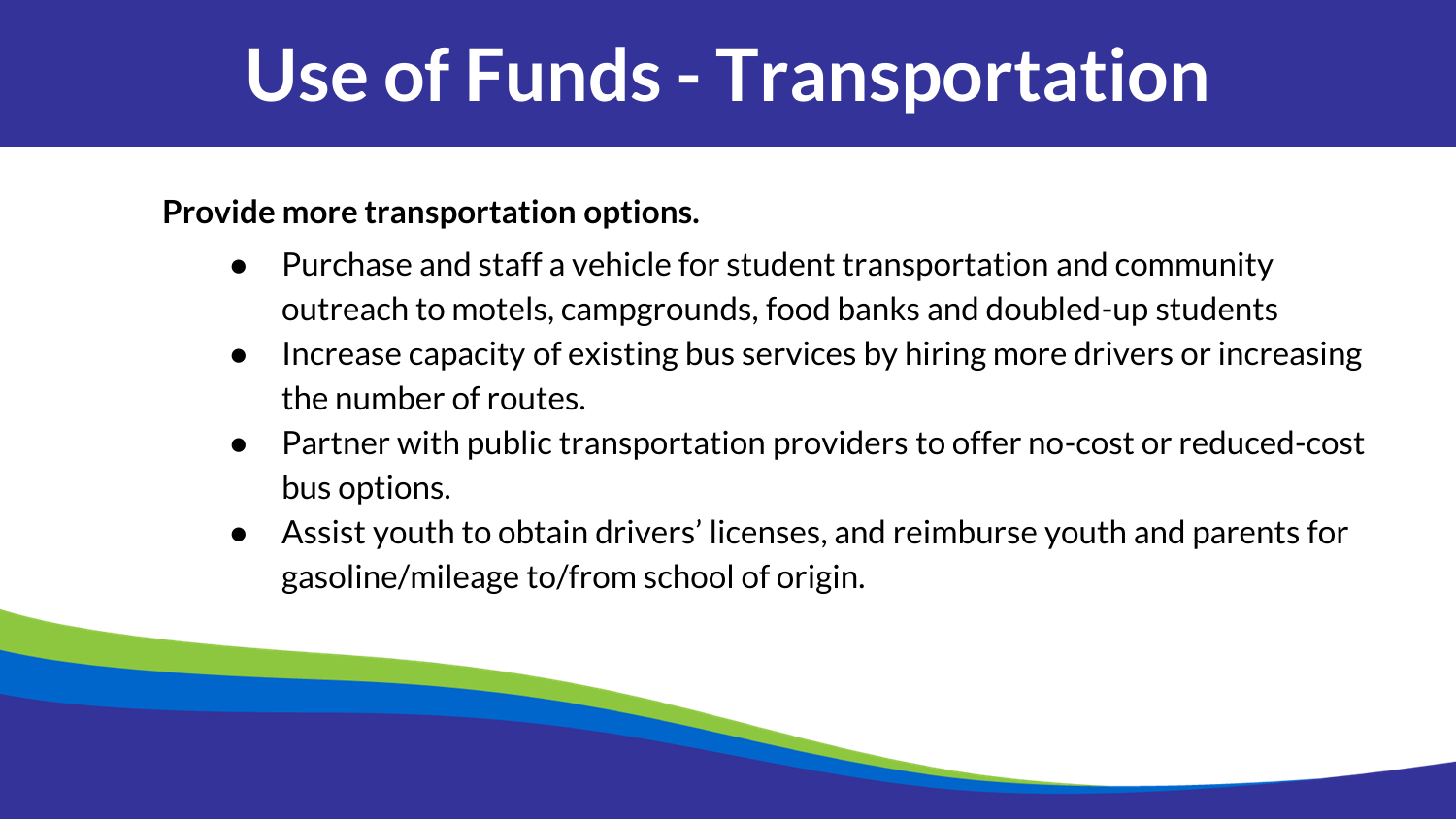# Use of Funds - Transportation

**Provide more transportation options.**

- Purchase and staff a vehicle for student transportation and community outreach to motels, campgrounds, food banks and doubled-up students
- Increase capacity of existing bus services by hiring more drivers or increasing the number of routes.
- Partner with public transportation providers to offer no-cost or reduced-cost bus options.
- Assist youth to obtain drivers' licenses, and reimburse youth and parents for gasoline/mileage to/from school of origin.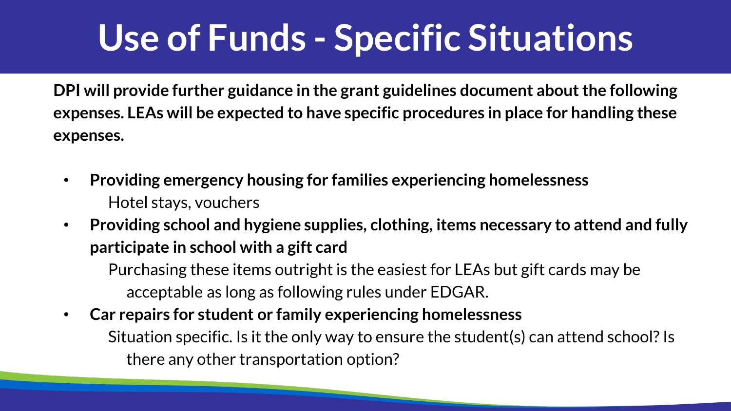# Use of Funds - Specific Situations

**DPI will provide further guidance in the grant guidelines document about the following expenses. LEAs will be expected to have specific procedures in place for handling these expenses.**

- **Providing emergency housing for families experiencing homelessness**
  - Hotel stays, vouchers
- **Providing school and hygiene supplies, clothing, items necessary to attend and fully participate in school with a gift card**
  - Purchasing these items outright is the easiest for LEAs but gift cards may be acceptable as long as following rules under EDGAR.
- **Car repairs for student or family experiencing homelessness**
  - Situation specific. Is it the only way to ensure the student(s) can attend school? Is there any other transportation option?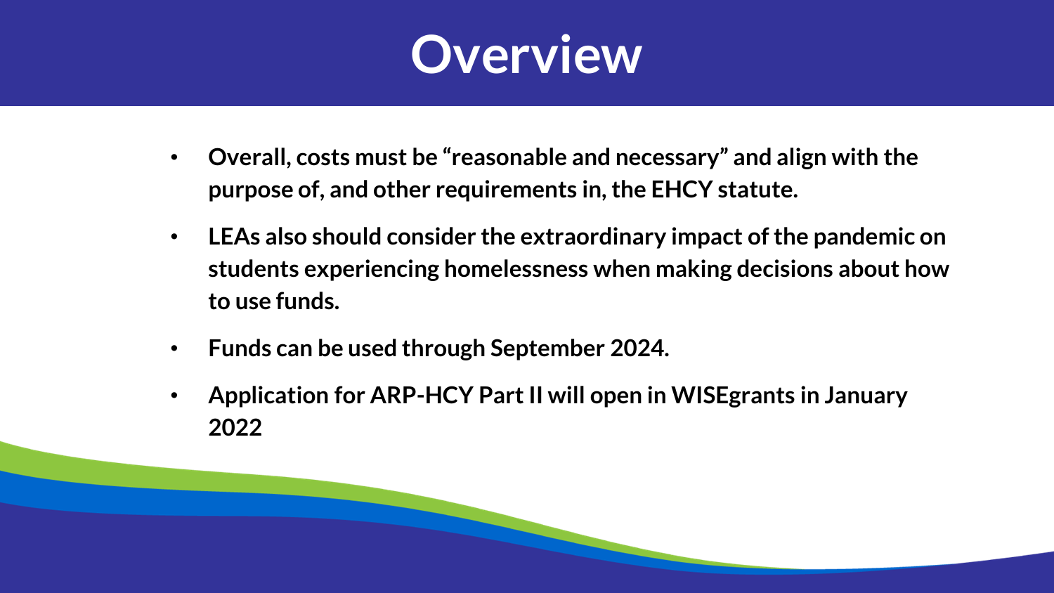# Overview

- **Overall, costs must be "reasonable and necessary" and align with the purpose of, and other requirements in, the EHCY statute.**
- **LEAs also should consider the extraordinary impact of the pandemic on students experiencing homelessness when making decisions about how to use funds.**
- **Funds can be used through September 2024.**
- **Application for ARP-HCY Part II will open in WISEgrants in January 2022**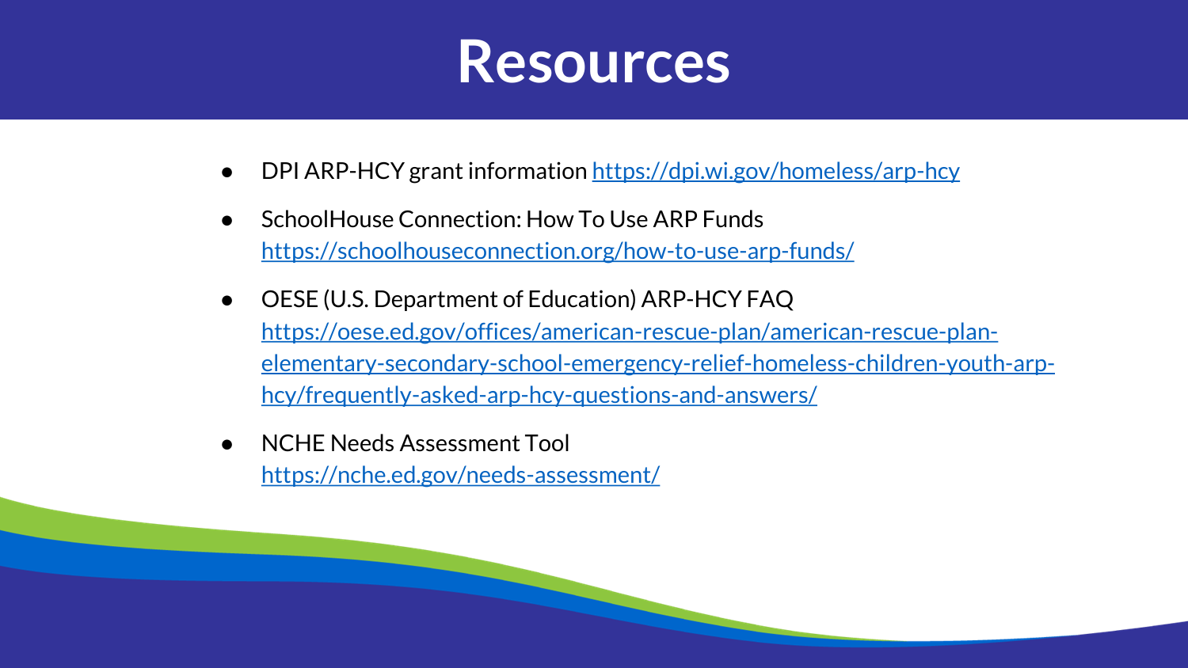# Resources

- DPI ARP-HCY grant information https://dpi.wi.gov/homeless/arp-hcy
- SchoolHouse Connection: How To Use ARP Funds https://schoolhouseconnection.org/how-to-use-arp-funds/
- OESE (U.S. Department of Education) ARP-HCY FAQ https://oese.ed.gov/offices/american-rescue-plan/american-rescue-plan-elementary-secondary-school-emergency-relief-homeless-children-youth-arp-hcy/frequently-asked-arp-hcy-questions-and-answers/
- NCHE Needs Assessment Tool https://nche.ed.gov/needs-assessment/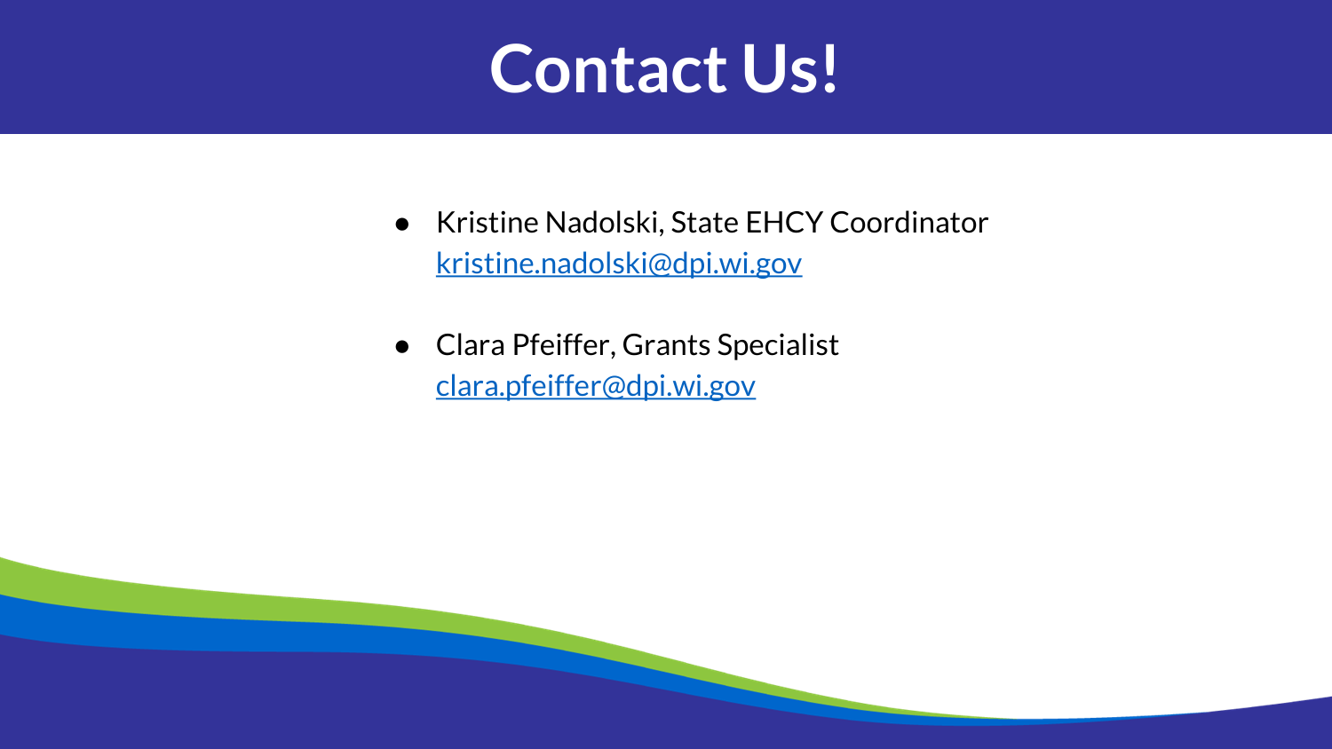# Contact Us!

- Kristine Nadolski, State EHCY Coordinator
  [kristine.nadolski@dpi.wi.gov](mailto:kristine.nadolski@dpi.wi.gov)

- Clara Pfeiffer, Grants Specialist
  [clara.pfeiffer@dpi.wi.gov](mailto:clara.pfeiffer@dpi.wi.gov)